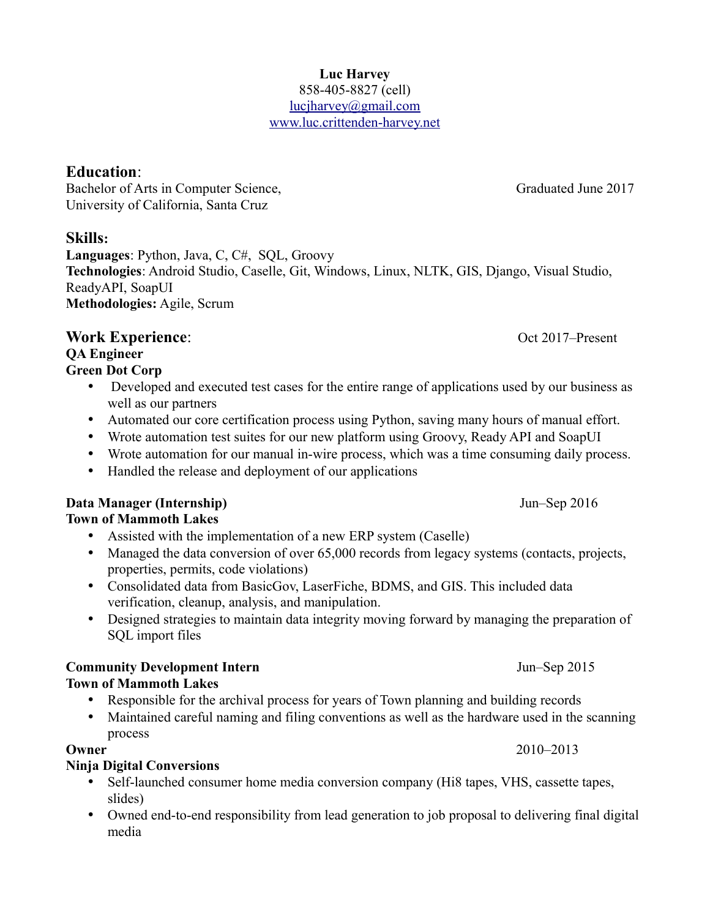**Luc Harvey**
858-405-8827 (cell)
lucjharvey@gmail.com
www.luc.crittenden-harvey.net

## Education:

Bachelor of Arts in Computer Science, University of California, Santa Cruz — Graduated June 2017

## Skills:

**Languages**: Python, Java, C, C#, SQL, Groovy
**Technologies**: Android Studio, Caselle, Git, Windows, Linux, NLTK, GIS, Django, Visual Studio, ReadyAPI, SoapUI
**Methodologies:** Agile, Scrum

## Work Experience:

**QA Engineer** — Oct 2017–Present
**Green Dot Corp**

- Developed and executed test cases for the entire range of applications used by our business as well as our partners
- Automated our core certification process using Python, saving many hours of manual effort.
- Wrote automation test suites for our new platform using Groovy, Ready API and SoapUI
- Wrote automation for our manual in-wire process, which was a time consuming daily process.
- Handled the release and deployment of our applications

**Data Manager (Internship)** — Jun–Sep 2016
**Town of Mammoth Lakes**

- Assisted with the implementation of a new ERP system (Caselle)
- Managed the data conversion of over 65,000 records from legacy systems (contacts, projects, properties, permits, code violations)
- Consolidated data from BasicGov, LaserFiche, BDMS, and GIS. This included data verification, cleanup, analysis, and manipulation.
- Designed strategies to maintain data integrity moving forward by managing the preparation of SQL import files

**Community Development Intern** — Jun–Sep 2015
**Town of Mammoth Lakes**

- Responsible for the archival process for years of Town planning and building records
- Maintained careful naming and filing conventions as well as the hardware used in the scanning process

**Owner** — 2010–2013
**Ninja Digital Conversions**

- Self-launched consumer home media conversion company (Hi8 tapes, VHS, cassette tapes, slides)
- Owned end-to-end responsibility from lead generation to job proposal to delivering final digital media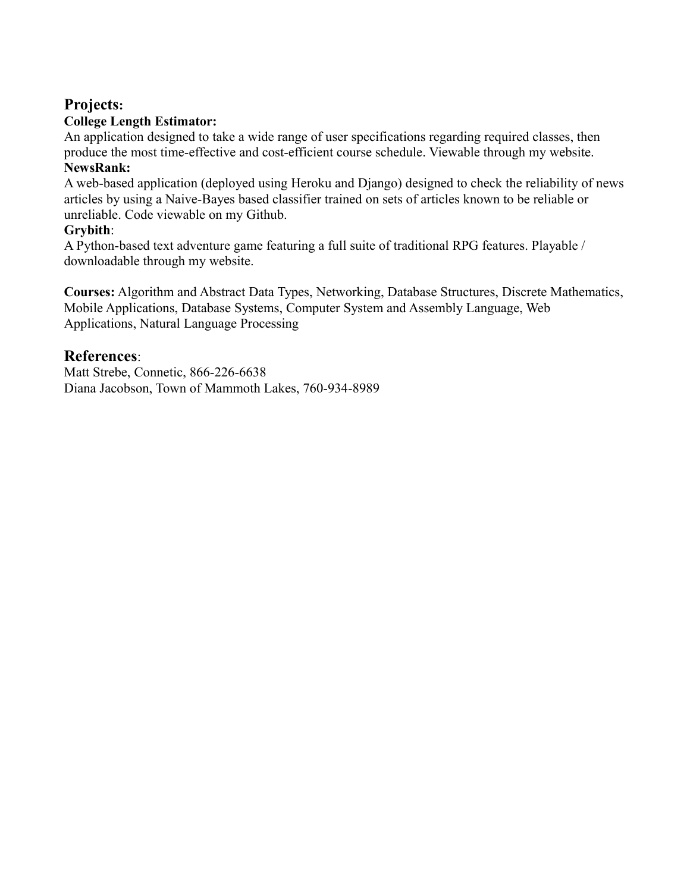## Projects:

**College Length Estimator:**
An application designed to take a wide range of user specifications regarding required classes, then produce the most time-effective and cost-efficient course schedule. Viewable through my website.

**NewsRank:**
A web-based application (deployed using Heroku and Django) designed to check the reliability of news articles by using a Naive-Bayes based classifier trained on sets of articles known to be reliable or unreliable. Code viewable on my Github.

**Grybith**:
A Python-based text adventure game featuring a full suite of traditional RPG features. Playable / downloadable through my website.

**Courses:** Algorithm and Abstract Data Types, Networking, Database Structures, Discrete Mathematics, Mobile Applications, Database Systems, Computer System and Assembly Language, Web Applications, Natural Language Processing

## References:

Matt Strebe, Connetic, 866-226-6638
Diana Jacobson, Town of Mammoth Lakes, 760-934-8989